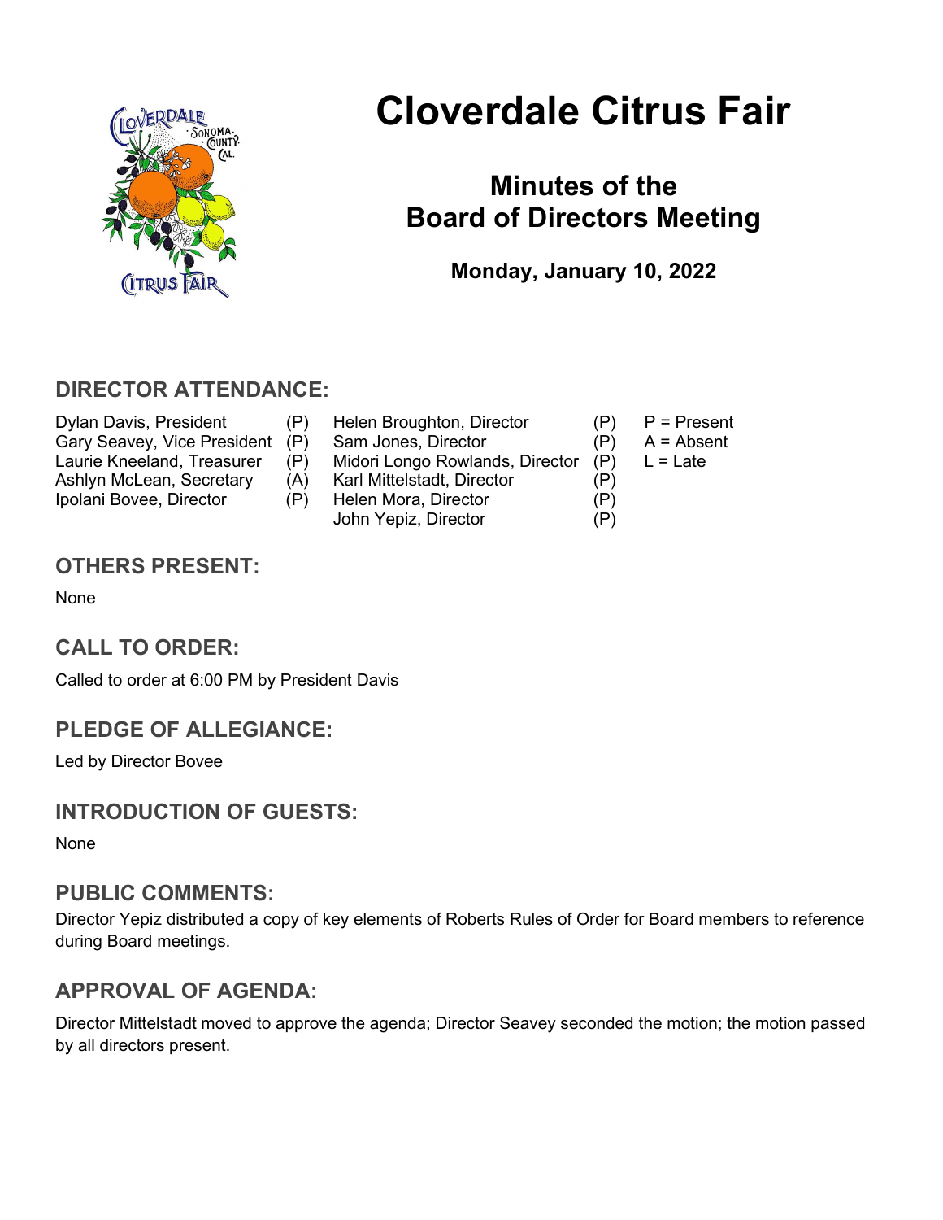# Cloverdale Citrus Fair

## Minutes of the Board of Directors Meeting

**Monday, January 10, 2022**

## DIRECTOR ATTENDANCE:

| | | | | |
|---|---|---|---|---|
| Dylan Davis, President | (P) | Helen Broughton, Director | (P) | P = Present |
| Gary Seavey, Vice President | (P) | Sam Jones, Director | (P) | A = Absent |
| Laurie Kneeland, Treasurer | (P) | Midori Longo Rowlands, Director | (P) | L = Late |
| Ashlyn McLean, Secretary | (A) | Karl Mittelstadt, Director | (P) | |
| Ipolani Bovee, Director | (P) | Helen Mora, Director | (P) | |
| | | John Yepiz, Director | (P) | |

## OTHERS PRESENT:

None

## CALL TO ORDER:

Called to order at 6:00 PM by President Davis

## PLEDGE OF ALLEGIANCE:

Led by Director Bovee

## INTRODUCTION OF GUESTS:

None

## PUBLIC COMMENTS:

Director Yepiz distributed a copy of key elements of Roberts Rules of Order for Board members to reference during Board meetings.

## APPROVAL OF AGENDA:

Director Mittelstadt moved to approve the agenda; Director Seavey seconded the motion; the motion passed by all directors present.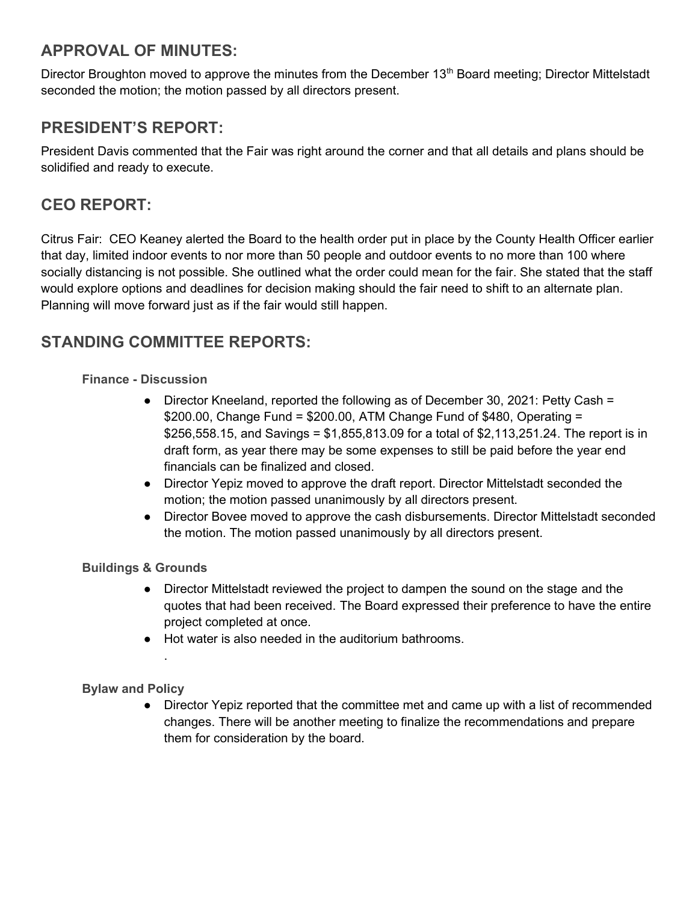## APPROVAL OF MINUTES:

Director Broughton moved to approve the minutes from the December 13th Board meeting; Director Mittelstadt seconded the motion; the motion passed by all directors present.

## PRESIDENT'S REPORT:

President Davis commented that the Fair was right around the corner and that all details and plans should be solidified and ready to execute.

## CEO REPORT:

Citrus Fair: CEO Keaney alerted the Board to the health order put in place by the County Health Officer earlier that day, limited indoor events to nor more than 50 people and outdoor events to no more than 100 where socially distancing is not possible. She outlined what the order could mean for the fair. She stated that the staff would explore options and deadlines for decision making should the fair need to shift to an alternate plan. Planning will move forward just as if the fair would still happen.

## STANDING COMMITTEE REPORTS:

### Finance - Discussion

- Director Kneeland, reported the following as of December 30, 2021: Petty Cash = $200.00, Change Fund = $200.00, ATM Change Fund of $480, Operating = $256,558.15, and Savings = $1,855,813.09 for a total of $2,113,251.24. The report is in draft form, as year there may be some expenses to still be paid before the year end financials can be finalized and closed.
- Director Yepiz moved to approve the draft report. Director Mittelstadt seconded the motion; the motion passed unanimously by all directors present.
- Director Bovee moved to approve the cash disbursements. Director Mittelstadt seconded the motion. The motion passed unanimously by all directors present.

### Buildings & Grounds

- Director Mittelstadt reviewed the project to dampen the sound on the stage and the quotes that had been received. The Board expressed their preference to have the entire project completed at once.
- Hot water is also needed in the auditorium bathrooms.

.

### Bylaw and Policy

- Director Yepiz reported that the committee met and came up with a list of recommended changes. There will be another meeting to finalize the recommendations and prepare them for consideration by the board.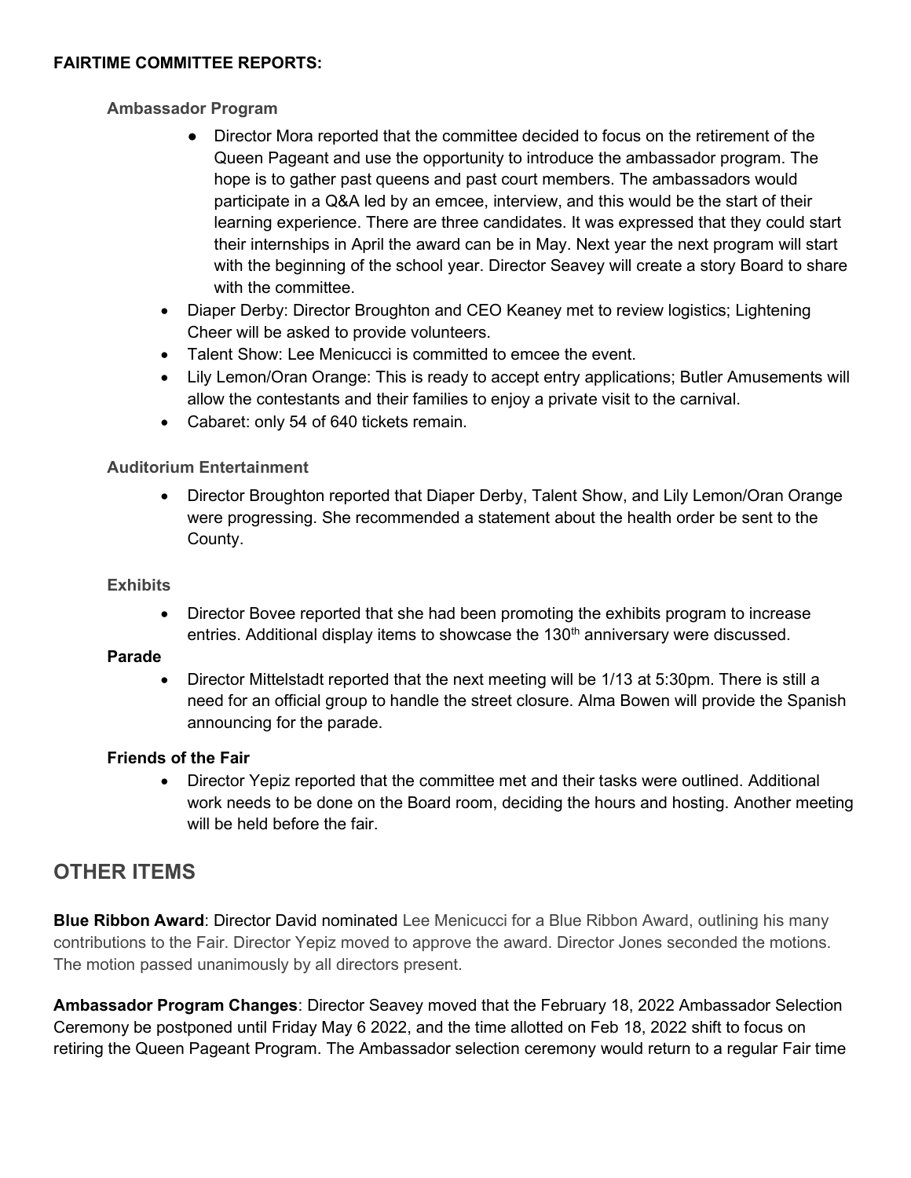**FAIRTIME COMMITTEE REPORTS:**

### Ambassador Program

- Director Mora reported that the committee decided to focus on the retirement of the Queen Pageant and use the opportunity to introduce the ambassador program. The hope is to gather past queens and past court members. The ambassadors would participate in a Q&A led by an emcee, interview, and this would be the start of their learning experience. There are three candidates. It was expressed that they could start their internships in April the award can be in May. Next year the next program will start with the beginning of the school year. Director Seavey will create a story Board to share with the committee.
- Diaper Derby: Director Broughton and CEO Keaney met to review logistics; Lightening Cheer will be asked to provide volunteers.
- Talent Show: Lee Menicucci is committed to emcee the event.
- Lily Lemon/Oran Orange: This is ready to accept entry applications; Butler Amusements will allow the contestants and their families to enjoy a private visit to the carnival.
- Cabaret: only 54 of 640 tickets remain.

### Auditorium Entertainment

- Director Broughton reported that Diaper Derby, Talent Show, and Lily Lemon/Oran Orange were progressing. She recommended a statement about the health order be sent to the County.

### Exhibits

- Director Bovee reported that she had been promoting the exhibits program to increase entries. Additional display items to showcase the 130th anniversary were discussed.

### Parade

- Director Mittelstadt reported that the next meeting will be 1/13 at 5:30pm. There is still a need for an official group to handle the street closure. Alma Bowen will provide the Spanish announcing for the parade.

### Friends of the Fair

- Director Yepiz reported that the committee met and their tasks were outlined. Additional work needs to be done on the Board room, deciding the hours and hosting. Another meeting will be held before the fair.

## OTHER ITEMS

**Blue Ribbon Award**: Director David nominated Lee Menicucci for a Blue Ribbon Award, outlining his many contributions to the Fair. Director Yepiz moved to approve the award. Director Jones seconded the motions. The motion passed unanimously by all directors present.

**Ambassador Program Changes**: Director Seavey moved that the February 18, 2022 Ambassador Selection Ceremony be postponed until Friday May 6 2022, and the time allotted on Feb 18, 2022 shift to focus on retiring the Queen Pageant Program. The Ambassador selection ceremony would return to a regular Fair time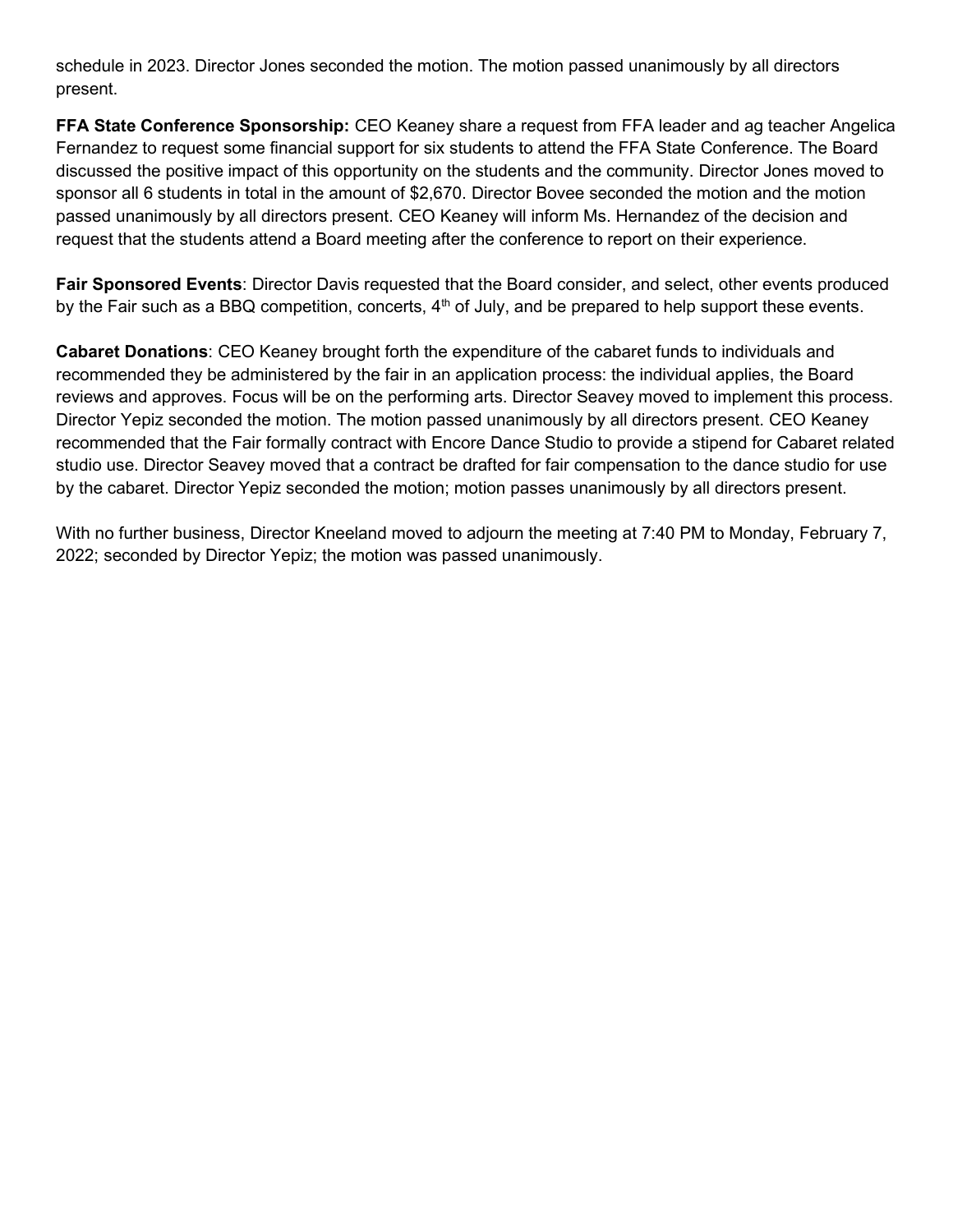schedule in 2023. Director Jones seconded the motion. The motion passed unanimously by all directors present.

**FFA State Conference Sponsorship:** CEO Keaney share a request from FFA leader and ag teacher Angelica Fernandez to request some financial support for six students to attend the FFA State Conference. The Board discussed the positive impact of this opportunity on the students and the community. Director Jones moved to sponsor all 6 students in total in the amount of $2,670. Director Bovee seconded the motion and the motion passed unanimously by all directors present. CEO Keaney will inform Ms. Hernandez of the decision and request that the students attend a Board meeting after the conference to report on their experience.

**Fair Sponsored Events**: Director Davis requested that the Board consider, and select, other events produced by the Fair such as a BBQ competition, concerts, 4th of July, and be prepared to help support these events.

**Cabaret Donations**: CEO Keaney brought forth the expenditure of the cabaret funds to individuals and recommended they be administered by the fair in an application process: the individual applies, the Board reviews and approves. Focus will be on the performing arts. Director Seavey moved to implement this process. Director Yepiz seconded the motion. The motion passed unanimously by all directors present. CEO Keaney recommended that the Fair formally contract with Encore Dance Studio to provide a stipend for Cabaret related studio use. Director Seavey moved that a contract be drafted for fair compensation to the dance studio for use by the cabaret. Director Yepiz seconded the motion; motion passes unanimously by all directors present.

With no further business, Director Kneeland moved to adjourn the meeting at 7:40 PM to Monday, February 7, 2022; seconded by Director Yepiz; the motion was passed unanimously.